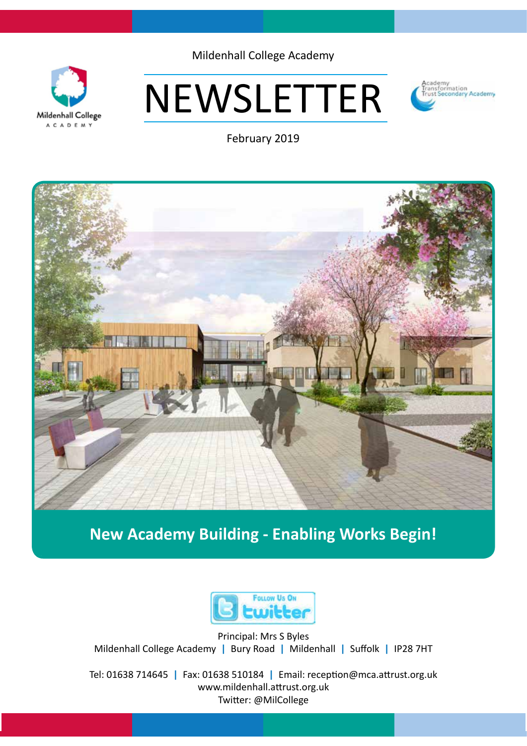Mildenhall College Academy

# NEWSLETTER

February 2019

## New Academy Building - Enabling Works Begin!

Principal: Mrs S Byles

Mildenhall College Academy | Bury Road | Mildenhall | Suffolk | IP28 7HT

Tel: 01638 714645 | Fax: 01638 510184 | Email: reception@mca.attrust.org.uk

www.mildenhall.attrust.org.uk

Twitter: @MilCollege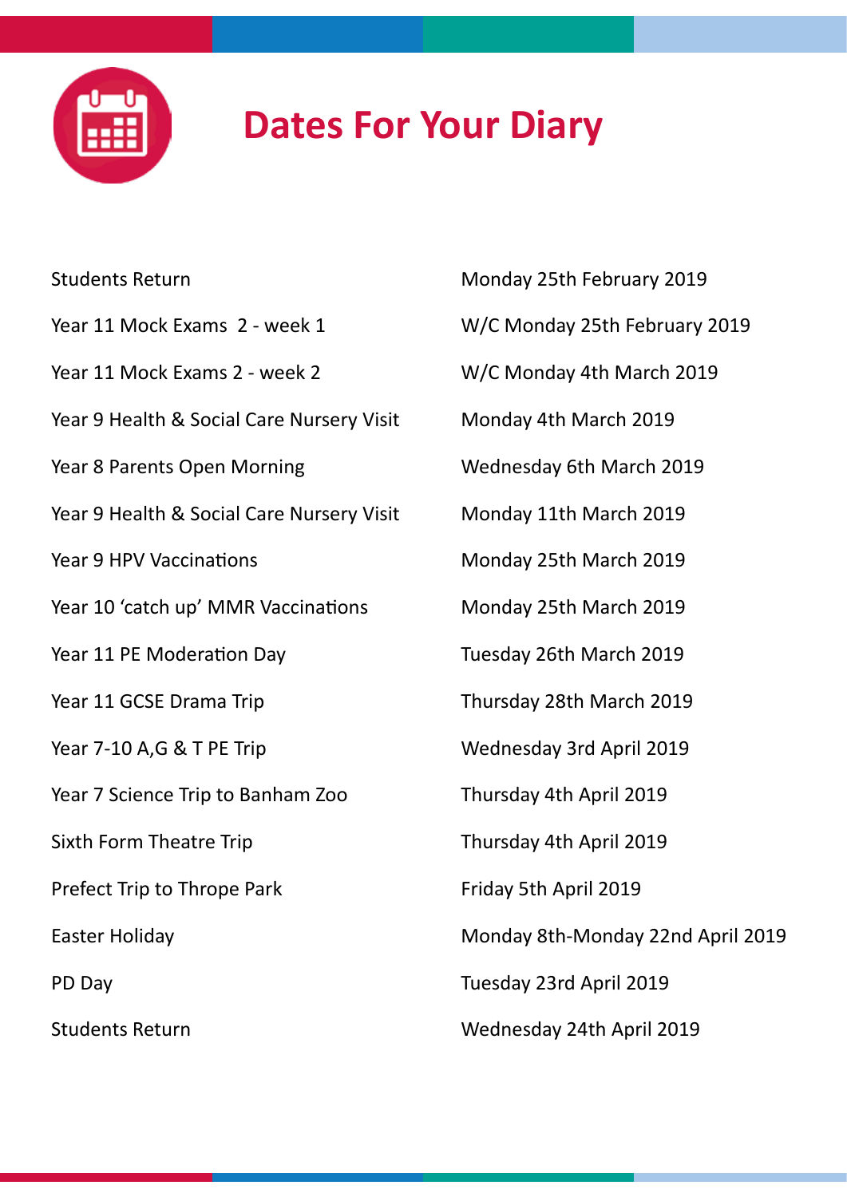# Dates For Your Diary

| | |
|---|---|
| Students Return | Monday 25th February 2019 |
| Year 11 Mock Exams  2 - week 1 | W/C Monday 25th February 2019 |
| Year 11 Mock Exams 2 - week 2 | W/C Monday 4th March 2019 |
| Year 9 Health & Social Care Nursery Visit | Monday 4th March 2019 |
| Year 8 Parents Open Morning | Wednesday 6th March 2019 |
| Year 9 Health & Social Care Nursery Visit | Monday 11th March 2019 |
| Year 9 HPV Vaccinations | Monday 25th March 2019 |
| Year 10 'catch up' MMR Vaccinations | Monday 25th March 2019 |
| Year 11 PE Moderation Day | Tuesday 26th March 2019 |
| Year 11 GCSE Drama Trip | Thursday 28th March 2019 |
| Year 7-10 A,G & T PE Trip | Wednesday 3rd April 2019 |
| Year 7 Science Trip to Banham Zoo | Thursday 4th April 2019 |
| Sixth Form Theatre Trip | Thursday 4th April 2019 |
| Prefect Trip to Thrope Park | Friday 5th April 2019 |
| Easter Holiday | Monday 8th-Monday 22nd April 2019 |
| PD Day | Tuesday 23rd April 2019 |
| Students Return | Wednesday 24th April 2019 |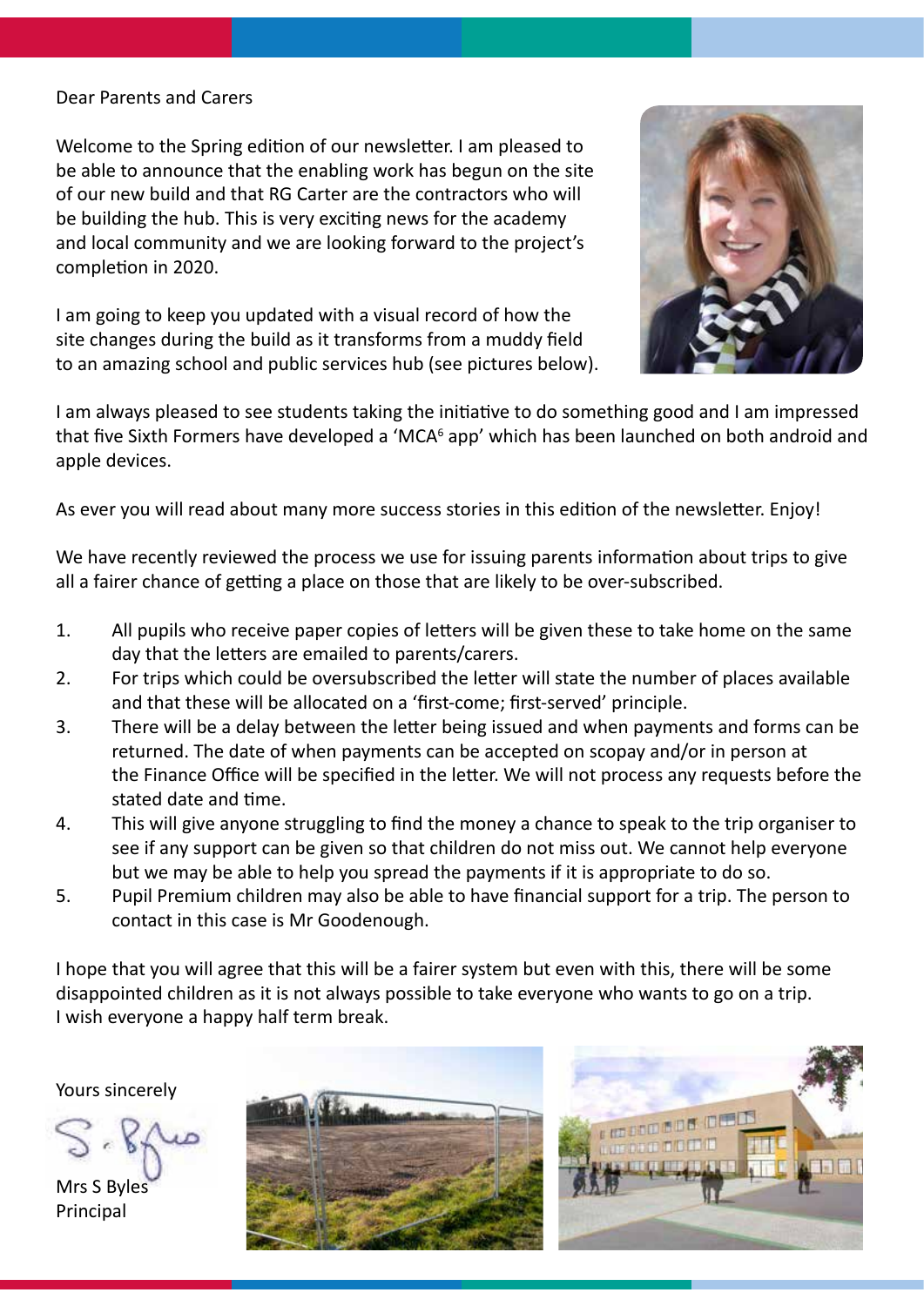Dear Parents and Carers

Welcome to the Spring edition of our newsletter. I am pleased to be able to announce that the enabling work has begun on the site of our new build and that RG Carter are the contractors who will be building the hub. This is very exciting news for the academy and local community and we are looking forward to the project's completion in 2020.

I am going to keep you updated with a visual record of how the site changes during the build as it transforms from a muddy field to an amazing school and public services hub (see pictures below).

I am always pleased to see students taking the initiative to do something good and I am impressed that five Sixth Formers have developed a 'MCA[6] app' which has been launched on both android and apple devices.

As ever you will read about many more success stories in this edition of the newsletter. Enjoy!

We have recently reviewed the process we use for issuing parents information about trips to give all a fairer chance of getting a place on those that are likely to be over-subscribed.

1. All pupils who receive paper copies of letters will be given these to take home on the same day that the letters are emailed to parents/carers.
2. For trips which could be oversubscribed the letter will state the number of places available and that these will be allocated on a 'first-come; first-served' principle.
3. There will be a delay between the letter being issued and when payments and forms can be returned. The date of when payments can be accepted on scopay and/or in person at the Finance Office will be specified in the letter. We will not process any requests before the stated date and time.
4. This will give anyone struggling to find the money a chance to speak to the trip organiser to see if any support can be given so that children do not miss out. We cannot help everyone but we may be able to help you spread the payments if it is appropriate to do so.
5. Pupil Premium children may also be able to have financial support for a trip. The person to contact in this case is Mr Goodenough.

I hope that you will agree that this will be a fairer system but even with this, there will be some disappointed children as it is not always possible to take everyone who wants to go on a trip. I wish everyone a happy half term break.

Yours sincerely

Mrs S Byles
Principal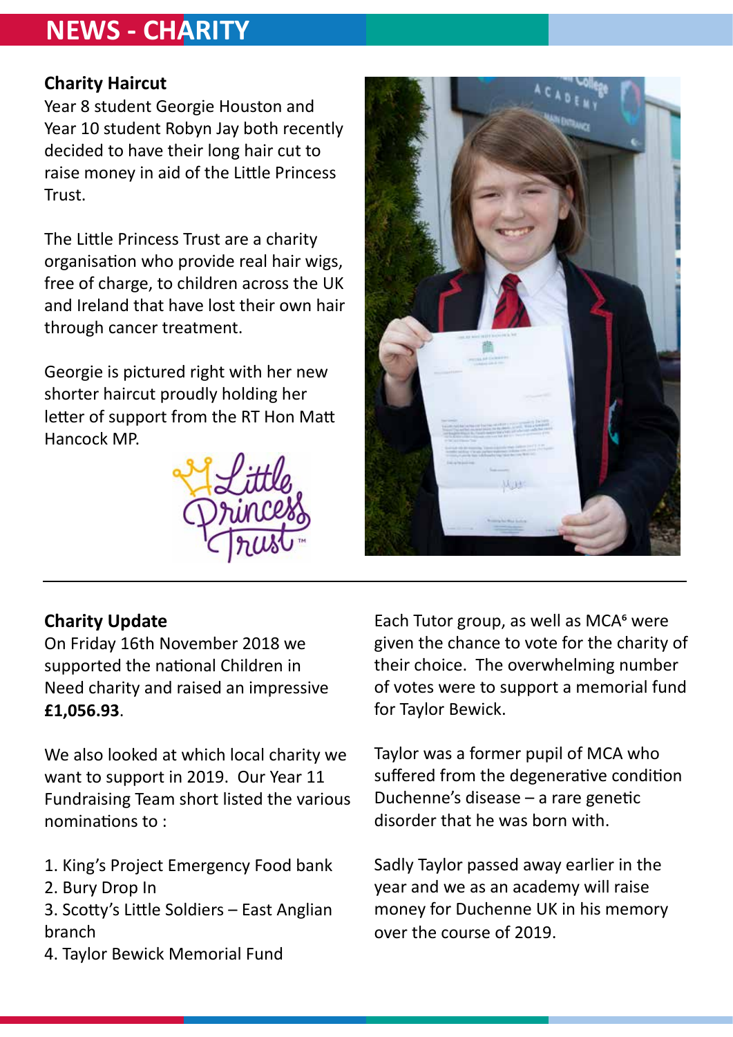# NEWS - CHARITY

## Charity Haircut

Year 8 student Georgie Houston and Year 10 student Robyn Jay both recently decided to have their long hair cut to raise money in aid of the Little Princess Trust.

The Little Princess Trust are a charity organisation who provide real hair wigs, free of charge, to children across the UK and Ireland that have lost their own hair through cancer treatment.

Georgie is pictured right with her new shorter haircut proudly holding her letter of support from the RT Hon Matt Hancock MP.

## Charity Update

On Friday 16th November 2018 we supported the national Children in Need charity and raised an impressive **£1,056.93**.

We also looked at which local charity we want to support in 2019. Our Year 11 Fundraising Team short listed the various nominations to :

1. King's Project Emergency Food bank
2. Bury Drop In
3. Scotty's Little Soldiers – East Anglian branch
4. Taylor Bewick Memorial Fund

Each Tutor group, as well as MCA[6] were given the chance to vote for the charity of their choice. The overwhelming number of votes were to support a memorial fund for Taylor Bewick.

Taylor was a former pupil of MCA who suffered from the degenerative condition Duchenne's disease – a rare genetic disorder that he was born with.

Sadly Taylor passed away earlier in the year and we as an academy will raise money for Duchenne UK in his memory over the course of 2019.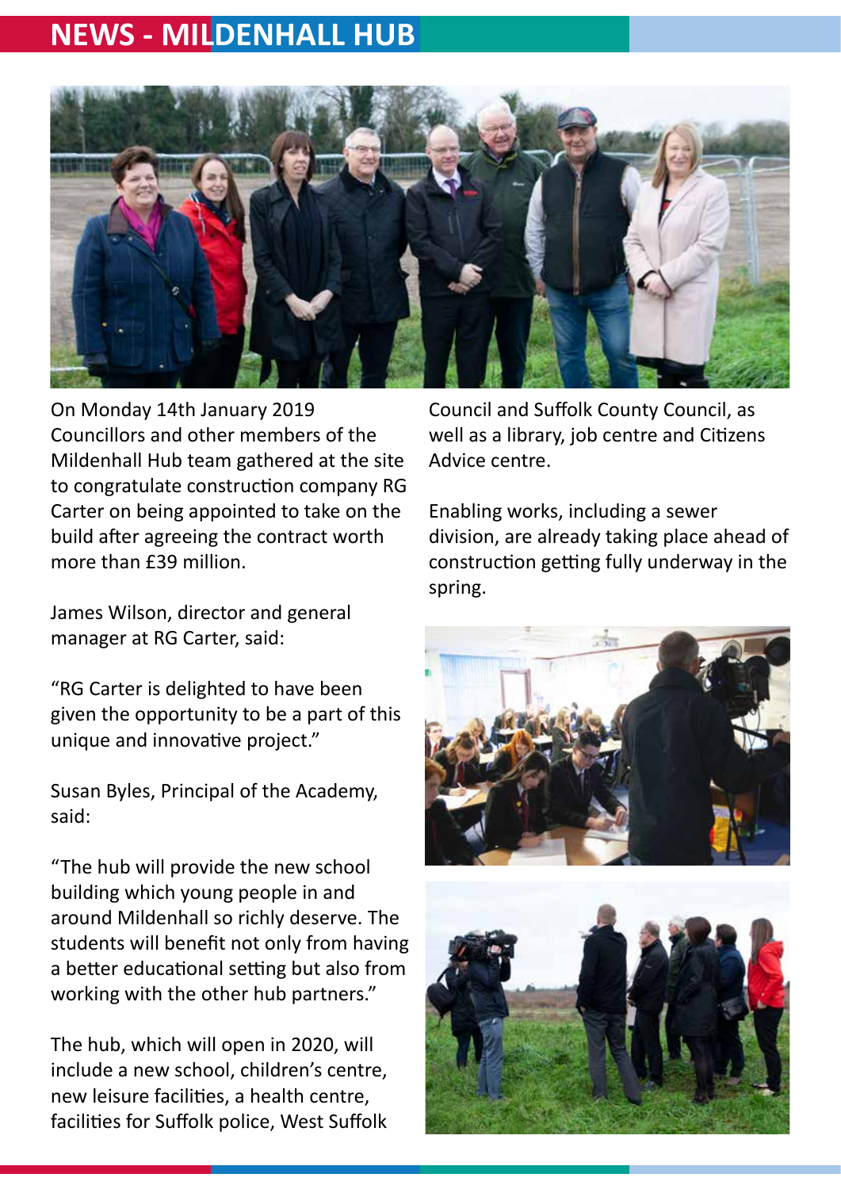# NEWS - MILDENHALL HUB

On Monday 14th January 2019 Councillors and other members of the Mildenhall Hub team gathered at the site to congratulate construction company RG Carter on being appointed to take on the build after agreeing the contract worth more than £39 million.

James Wilson, director and general manager at RG Carter, said:

"RG Carter is delighted to have been given the opportunity to be a part of this unique and innovative project."

Susan Byles, Principal of the Academy, said:

"The hub will provide the new school building which young people in and around Mildenhall so richly deserve. The students will benefit not only from having a better educational setting but also from working with the other hub partners."

The hub, which will open in 2020, will include a new school, children's centre, new leisure facilities, a health centre, facilities for Suffolk police, West Suffolk Council and Suffolk County Council, as well as a library, job centre and Citizens Advice centre.

Enabling works, including a sewer division, are already taking place ahead of construction getting fully underway in the spring.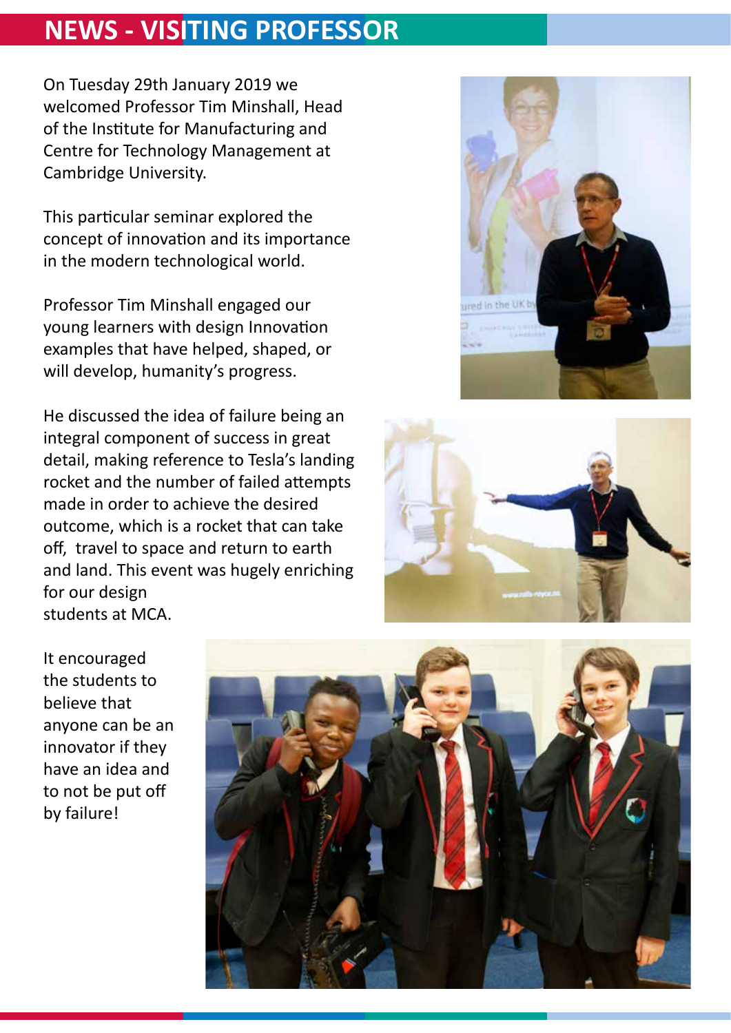# NEWS - VISITING PROFESSOR

On Tuesday 29th January 2019 we welcomed Professor Tim Minshall, Head of the Institute for Manufacturing and Centre for Technology Management at Cambridge University.

This particular seminar explored the concept of innovation and its importance in the modern technological world.

Professor Tim Minshall engaged our young learners with design Innovation examples that have helped, shaped, or will develop, humanity's progress.

He discussed the idea of failure being an integral component of success in great detail, making reference to Tesla's landing rocket and the number of failed attempts made in order to achieve the desired outcome, which is a rocket that can take off, travel to space and return to earth and land. This event was hugely enriching for our design students at MCA.

It encouraged the students to believe that anyone can be an innovator if they have an idea and to not be put off by failure!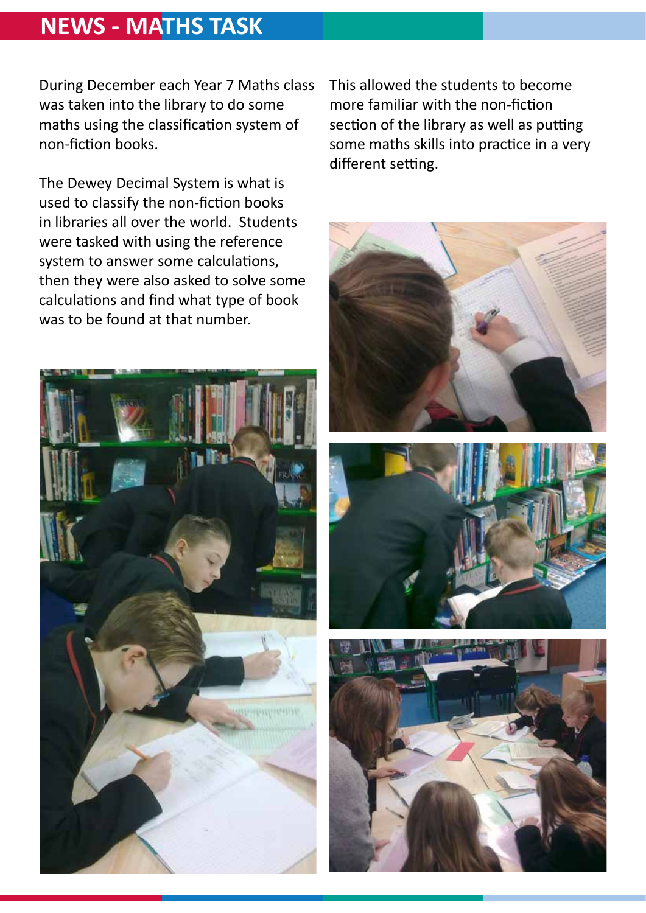# NEWS - MATHS TASK

During December each Year 7 Maths class was taken into the library to do some maths using the classification system of non-fiction books.

The Dewey Decimal System is what is used to classify the non-fiction books in libraries all over the world. Students were tasked with using the reference system to answer some calculations, then they were also asked to solve some calculations and find what type of book was to be found at that number.

This allowed the students to become more familiar with the non-fiction section of the library as well as putting some maths skills into practice in a very different setting.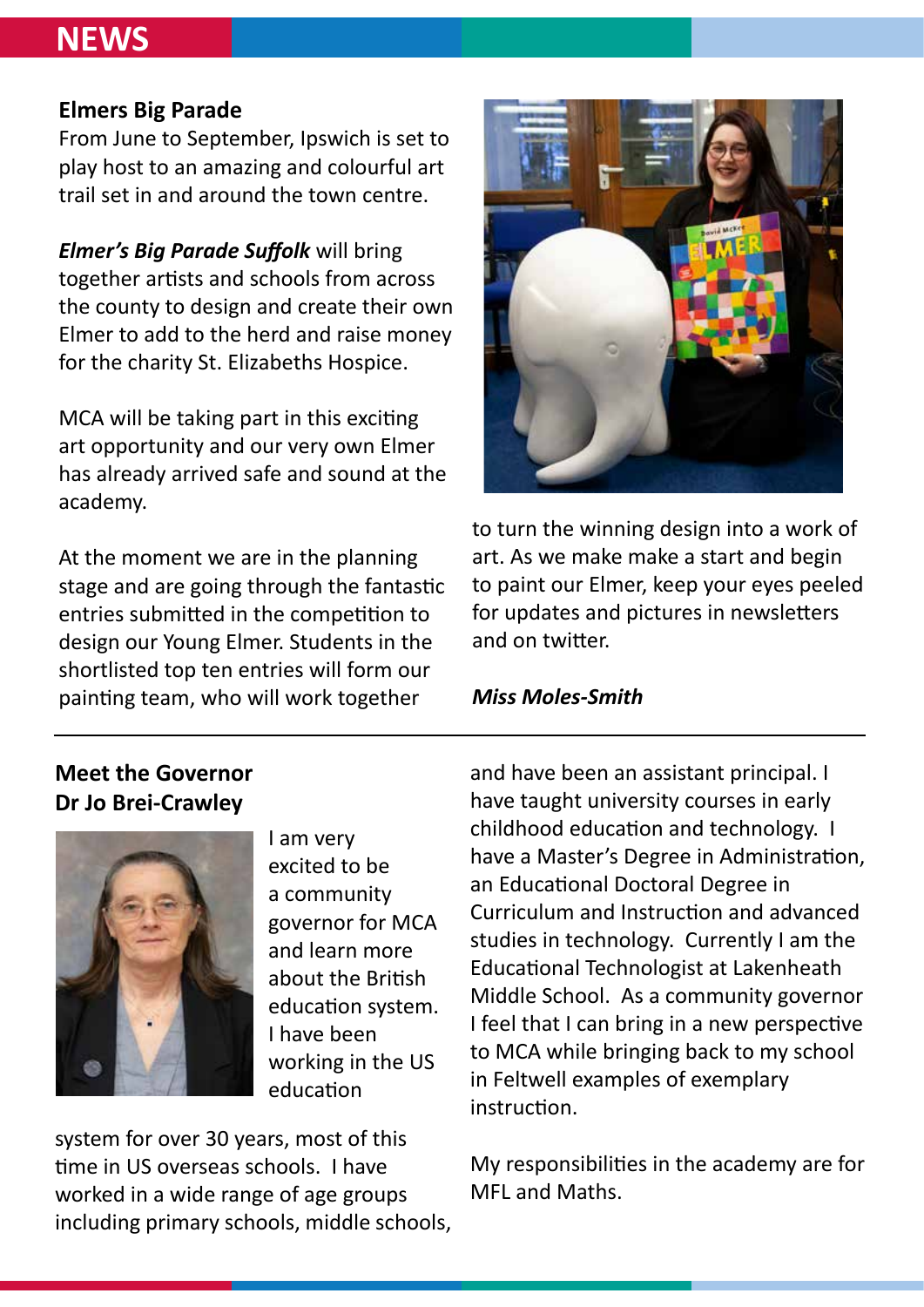## Elmers Big Parade

From June to September, Ipswich is set to play host to an amazing and colourful art trail set in and around the town centre.

***Elmer's Big Parade Suffolk*** will bring together artists and schools from across the county to design and create their own Elmer to add to the herd and raise money for the charity St. Elizabeths Hospice.

MCA will be taking part in this exciting art opportunity and our very own Elmer has already arrived safe and sound at the academy.

At the moment we are in the planning stage and are going through the fantastic entries submitted in the competition to design our Young Elmer. Students in the shortlisted top ten entries will form our painting team, who will work together to turn the winning design into a work of art. As we make make a start and begin to paint our Elmer, keep your eyes peeled for updates and pictures in newsletters and on twitter.

***Miss Moles-Smith***

---

## Meet the Governor
## Dr Jo Brei-Crawley

I am very excited to be a community governor for MCA and learn more about the British education system. I have been working in the US education system for over 30 years, most of this time in US overseas schools. I have worked in a wide range of age groups including primary schools, middle schools, and have been an assistant principal. I have taught university courses in early childhood education and technology. I have a Master's Degree in Administration, an Educational Doctoral Degree in Curriculum and Instruction and advanced studies in technology. Currently I am the Educational Technologist at Lakenheath Middle School. As a community governor I feel that I can bring in a new perspective to MCA while bringing back to my school in Feltwell examples of exemplary instruction.

My responsibilities in the academy are for MFL and Maths.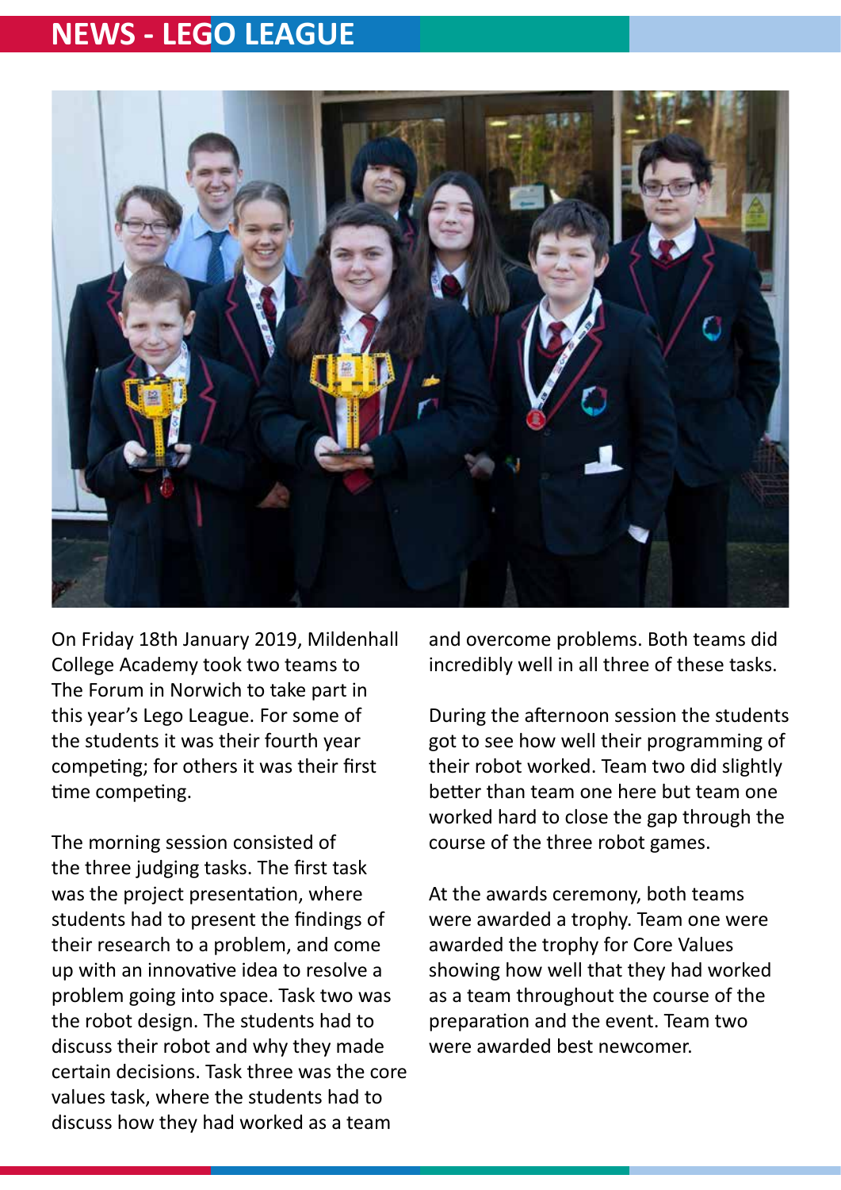# NEWS - LEGO LEAGUE

On Friday 18th January 2019, Mildenhall College Academy took two teams to The Forum in Norwich to take part in this year's Lego League. For some of the students it was their fourth year competing; for others it was their first time competing.

The morning session consisted of the three judging tasks. The first task was the project presentation, where students had to present the findings of their research to a problem, and come up with an innovative idea to resolve a problem going into space. Task two was the robot design. The students had to discuss their robot and why they made certain decisions. Task three was the core values task, where the students had to discuss how they had worked as a team and overcome problems. Both teams did incredibly well in all three of these tasks.

During the afternoon session the students got to see how well their programming of their robot worked. Team two did slightly better than team one here but team one worked hard to close the gap through the course of the three robot games.

At the awards ceremony, both teams were awarded a trophy. Team one were awarded the trophy for Core Values showing how well that they had worked as a team throughout the course of the preparation and the event. Team two were awarded best newcomer.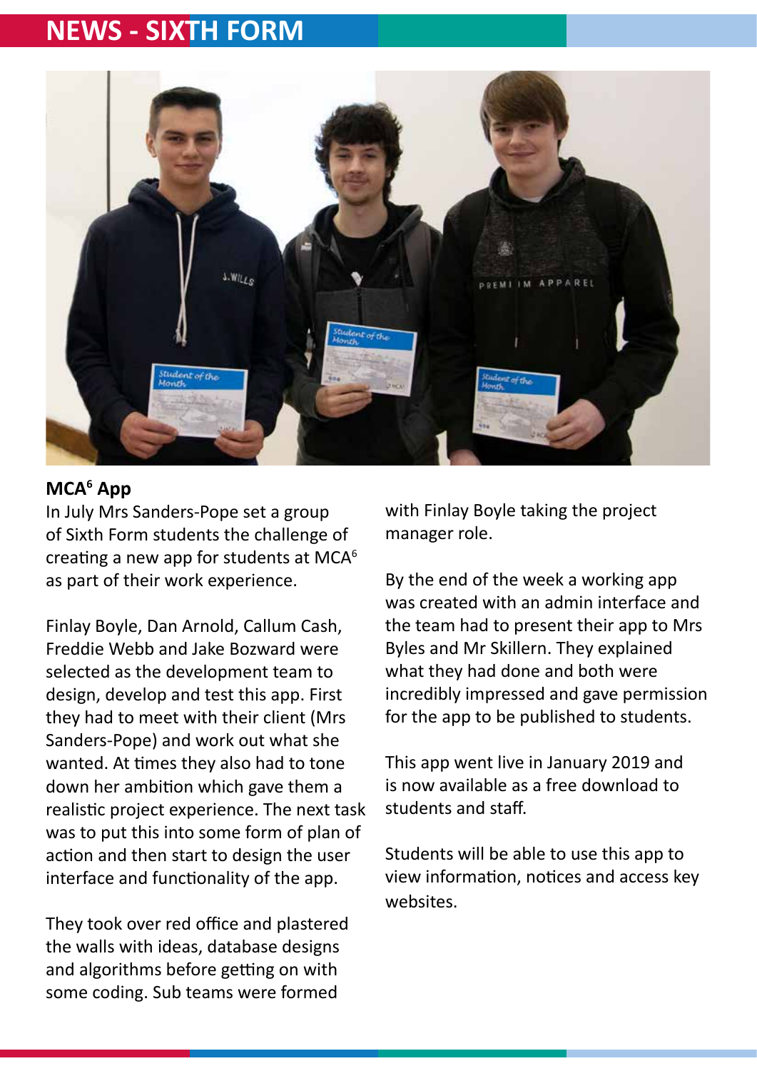# NEWS - SIXTH FORM

## MCA⁶ App

In July Mrs Sanders-Pope set a group of Sixth Form students the challenge of creating a new app for students at MCA⁶ as part of their work experience.

Finlay Boyle, Dan Arnold, Callum Cash, Freddie Webb and Jake Bozward were selected as the development team to design, develop and test this app. First they had to meet with their client (Mrs Sanders-Pope) and work out what she wanted. At times they also had to tone down her ambition which gave them a realistic project experience. The next task was to put this into some form of plan of action and then start to design the user interface and functionality of the app.

They took over red office and plastered the walls with ideas, database designs and algorithms before getting on with some coding. Sub teams were formed with Finlay Boyle taking the project manager role.

By the end of the week a working app was created with an admin interface and the team had to present their app to Mrs Byles and Mr Skillern. They explained what they had done and both were incredibly impressed and gave permission for the app to be published to students.

This app went live in January 2019 and is now available as a free download to students and staff.

Students will be able to use this app to view information, notices and access key websites.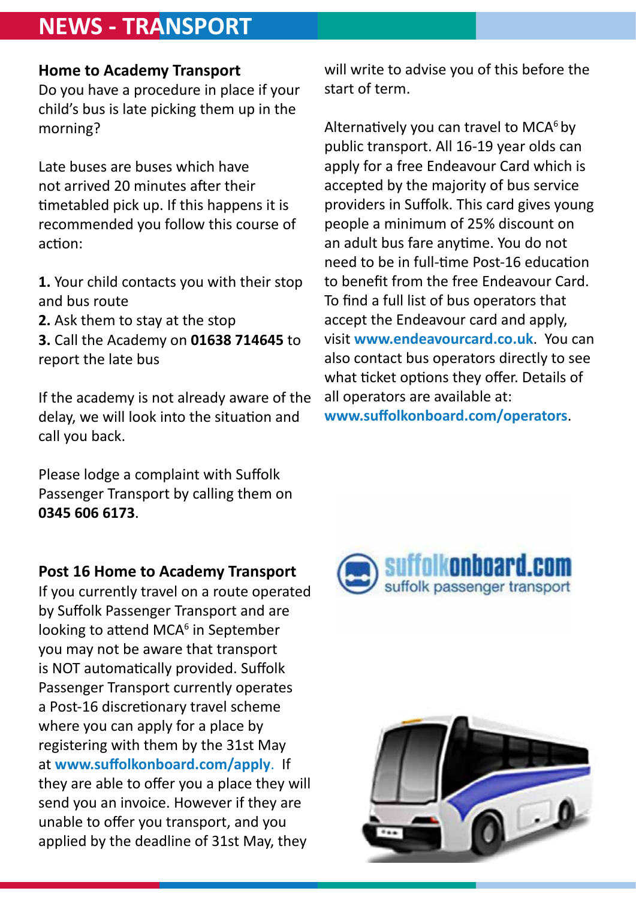# NEWS - TRANSPORT

## Home to Academy Transport

Do you have a procedure in place if your child's bus is late picking them up in the morning?

Late buses are buses which have not arrived 20 minutes after their timetabled pick up. If this happens it is recommended you follow this course of action:

**1.** Your child contacts you with their stop and bus route
**2.** Ask them to stay at the stop
**3.** Call the Academy on **01638 714645** to report the late bus

If the academy is not already aware of the delay, we will look into the situation and call you back.

Please lodge a complaint with Suffolk Passenger Transport by calling them on **0345 606 6173**.

## Post 16 Home to Academy Transport

If you currently travel on a route operated by Suffolk Passenger Transport and are looking to attend MCA[6] in September you may not be aware that transport is NOT automatically provided. Suffolk Passenger Transport currently operates a Post-16 discretionary travel scheme where you can apply for a place by registering with them by the 31st May at **www.suffolkonboard.com/apply**. If they are able to offer you a place they will send you an invoice. However if they are unable to offer you transport, and you applied by the deadline of 31st May, they will write to advise you of this before the start of term.

Alternatively you can travel to MCA[6] by public transport. All 16-19 year olds can apply for a free Endeavour Card which is accepted by the majority of bus service providers in Suffolk. This card gives young people a minimum of 25% discount on an adult bus fare anytime. You do not need to be in full-time Post-16 education to benefit from the free Endeavour Card. To find a full list of bus operators that accept the Endeavour card and apply, visit **www.endeavourcard.co.uk**. You can also contact bus operators directly to see what ticket options they offer. Details of all operators are available at: **www.suffolkonboard.com/operators**.

suffolkonboard.com
suffolk passenger transport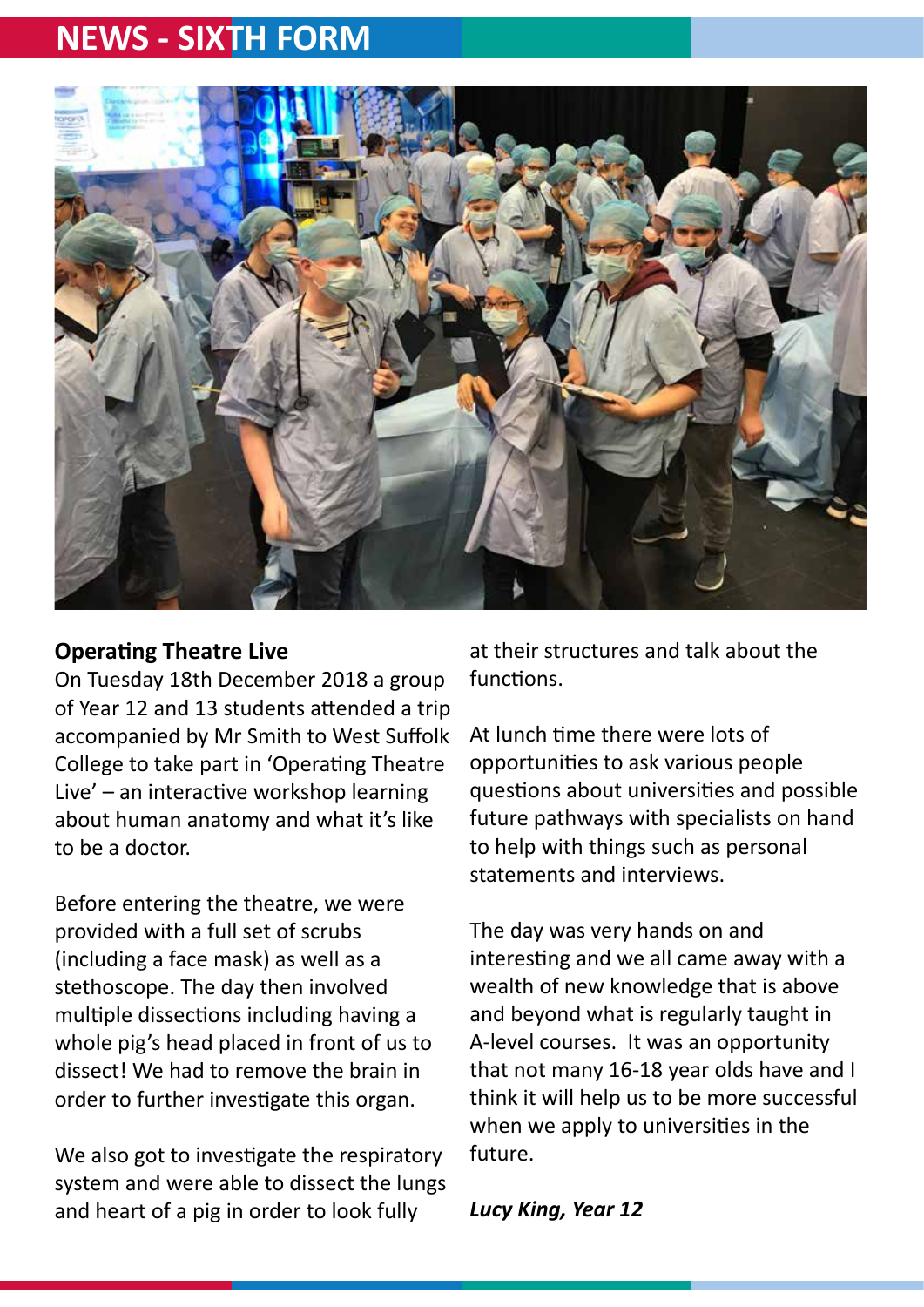# NEWS - SIXTH FORM

## Operating Theatre Live

On Tuesday 18th December 2018 a group of Year 12 and 13 students attended a trip accompanied by Mr Smith to West Suffolk College to take part in 'Operating Theatre Live' – an interactive workshop learning about human anatomy and what it's like to be a doctor.

Before entering the theatre, we were provided with a full set of scrubs (including a face mask) as well as a stethoscope. The day then involved multiple dissections including having a whole pig's head placed in front of us to dissect! We had to remove the brain in order to further investigate this organ.

We also got to investigate the respiratory system and were able to dissect the lungs and heart of a pig in order to look fully at their structures and talk about the functions.

At lunch time there were lots of opportunities to ask various people questions about universities and possible future pathways with specialists on hand to help with things such as personal statements and interviews.

The day was very hands on and interesting and we all came away with a wealth of new knowledge that is above and beyond what is regularly taught in A-level courses. It was an opportunity that not many 16-18 year olds have and I think it will help us to be more successful when we apply to universities in the future.

***Lucy King, Year 12***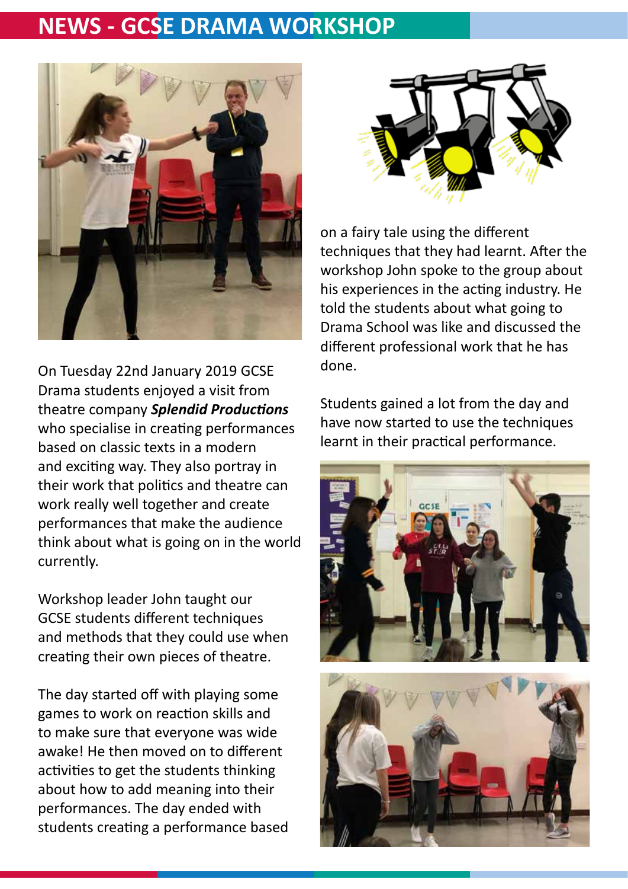# NEWS - GCSE DRAMA WORKSHOP

On Tuesday 22nd January 2019 GCSE Drama students enjoyed a visit from theatre company ***Splendid Productions*** who specialise in creating performances based on classic texts in a modern and exciting way. They also portray in their work that politics and theatre can work really well together and create performances that make the audience think about what is going on in the world currently.

Workshop leader John taught our GCSE students different techniques and methods that they could use when creating their own pieces of theatre.

The day started off with playing some games to work on reaction skills and to make sure that everyone was wide awake! He then moved on to different activities to get the students thinking about how to add meaning into their performances. The day ended with students creating a performance based on a fairy tale using the different techniques that they had learnt. After the workshop John spoke to the group about his experiences in the acting industry. He told the students about what going to Drama School was like and discussed the different professional work that he has done.

Students gained a lot from the day and have now started to use the techniques learnt in their practical performance.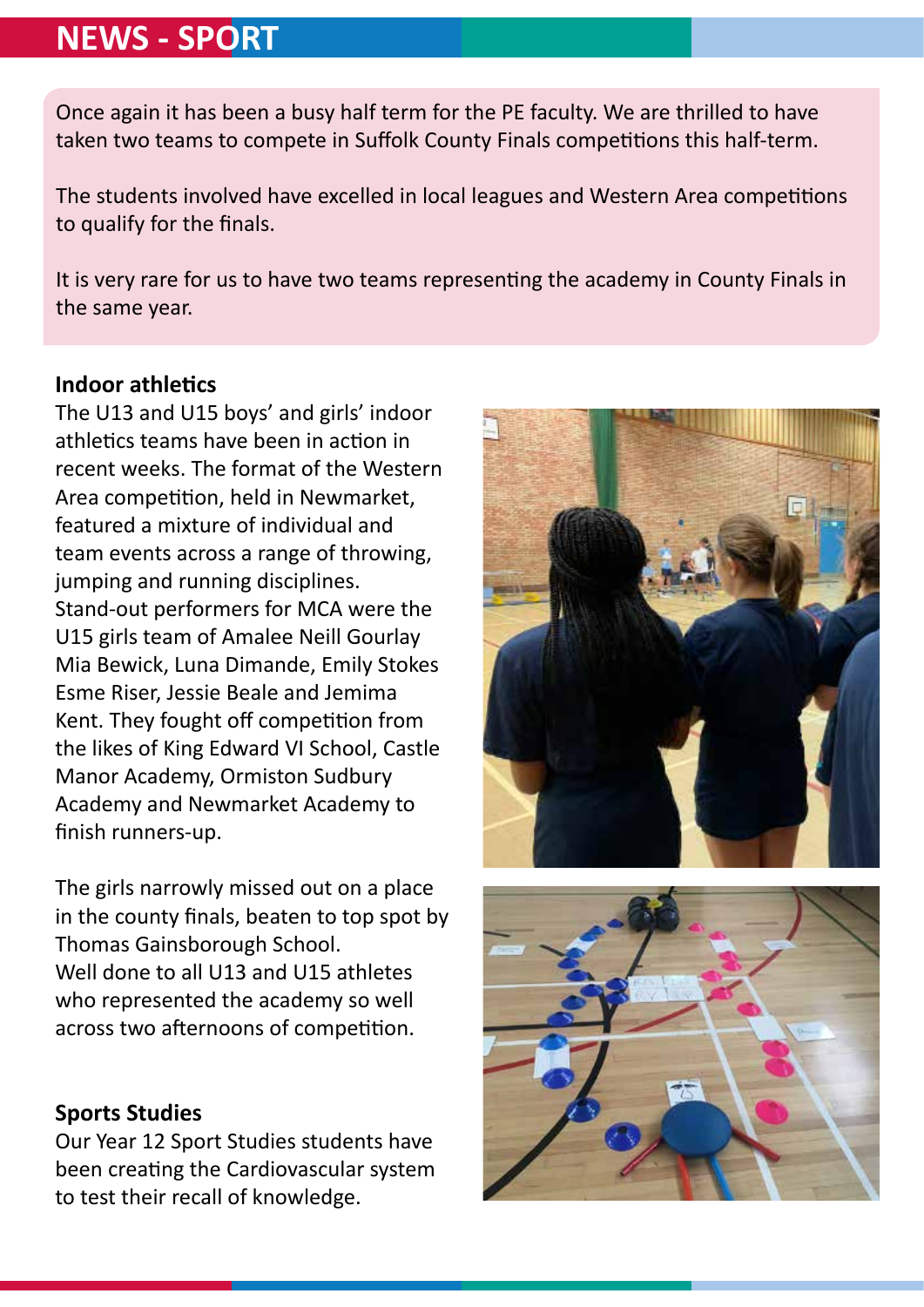# NEWS - SPORT

Once again it has been a busy half term for the PE faculty. We are thrilled to have taken two teams to compete in Suffolk County Finals competitions this half-term.

The students involved have excelled in local leagues and Western Area competitions to qualify for the finals.

It is very rare for us to have two teams representing the academy in County Finals in the same year.

### Indoor athletics

The U13 and U15 boys' and girls' indoor athletics teams have been in action in recent weeks. The format of the Western Area competition, held in Newmarket, featured a mixture of individual and team events across a range of throwing, jumping and running disciplines. Stand-out performers for MCA were the U15 girls team of Amalee Neill Gourlay Mia Bewick, Luna Dimande, Emily Stokes Esme Riser, Jessie Beale and Jemima Kent. They fought off competition from the likes of King Edward VI School, Castle Manor Academy, Ormiston Sudbury Academy and Newmarket Academy to finish runners-up.

The girls narrowly missed out on a place in the county finals, beaten to top spot by Thomas Gainsborough School.
Well done to all U13 and U15 athletes who represented the academy so well across two afternoons of competition.

### Sports Studies

Our Year 12 Sport Studies students have been creating the Cardiovascular system to test their recall of knowledge.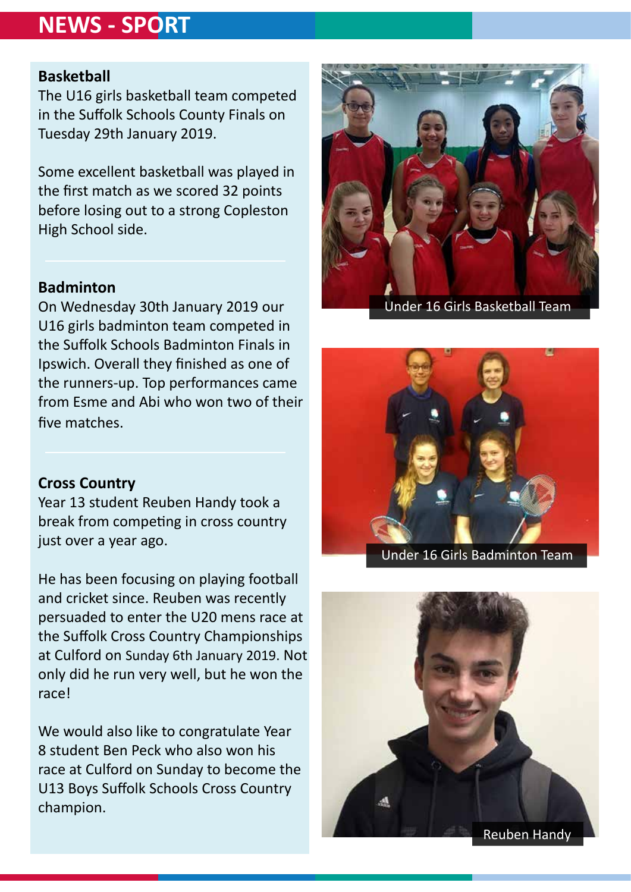# NEWS - SPORT

## Basketball

The U16 girls basketball team competed in the Suffolk Schools County Finals on Tuesday 29th January 2019.

Some excellent basketball was played in the first match as we scored 32 points before losing out to a strong Copleston High School side.

## Badminton

On Wednesday 30th January 2019 our U16 girls badminton team competed in the Suffolk Schools Badminton Finals in Ipswich. Overall they finished as one of the runners-up. Top performances came from Esme and Abi who won two of their five matches.

## Cross Country

Year 13 student Reuben Handy took a break from competing in cross country just over a year ago.

He has been focusing on playing football and cricket since. Reuben was recently persuaded to enter the U20 mens race at the Suffolk Cross Country Championships at Culford on Sunday 6th January 2019. Not only did he run very well, but he won the race!

We would also like to congratulate Year 8 student Ben Peck who also won his race at Culford on Sunday to become the U13 Boys Suffolk Schools Cross Country champion.

Under 16 Girls Basketball Team

Under 16 Girls Badminton Team

Reuben Handy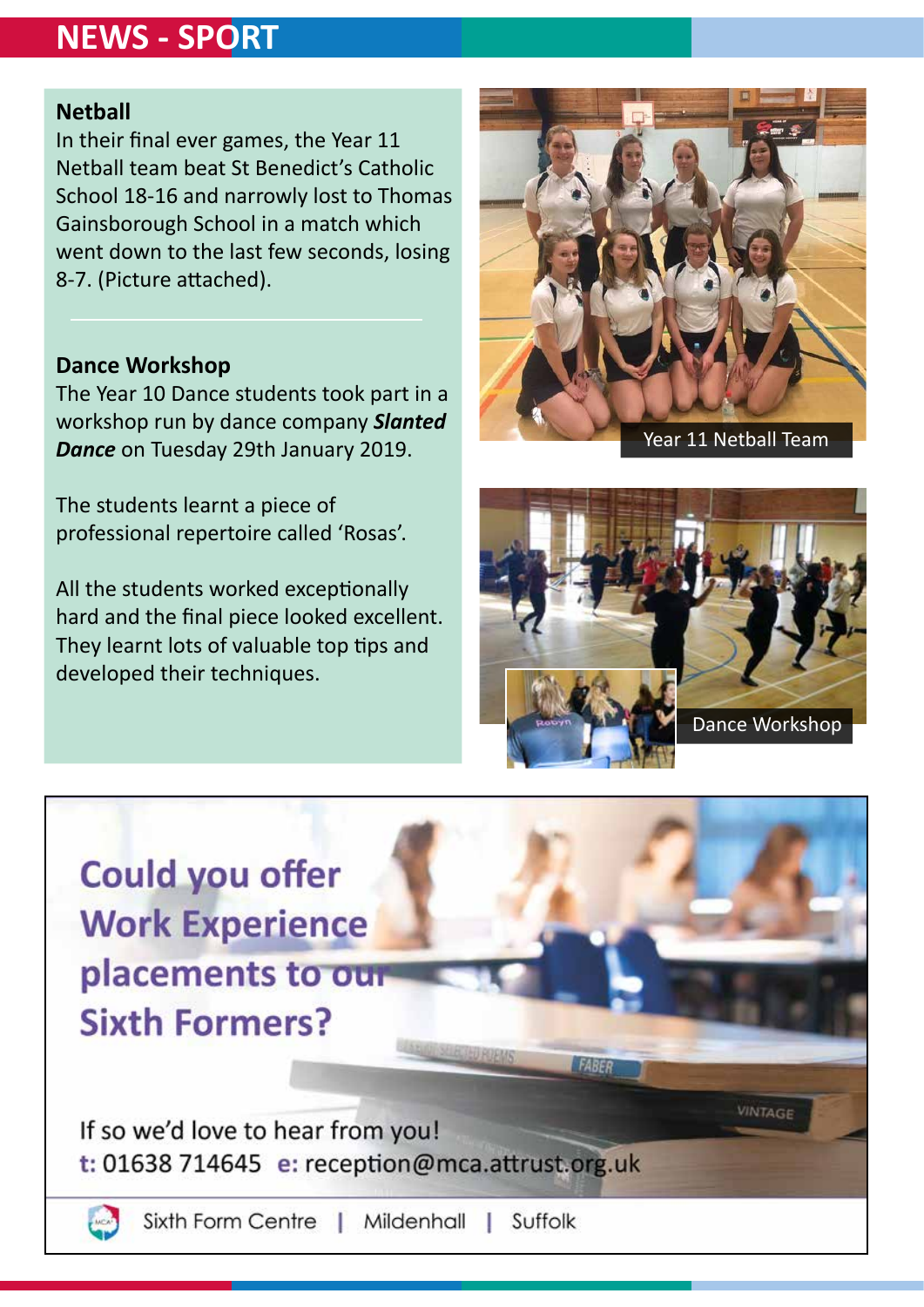# NEWS - SPORT

## Netball

In their final ever games, the Year 11 Netball team beat St Benedict's Catholic School 18-16 and narrowly lost to Thomas Gainsborough School in a match which went down to the last few seconds, losing 8-7. (Picture attached).

## Dance Workshop

The Year 10 Dance students took part in a workshop run by dance company ***Slanted Dance*** on Tuesday 29th January 2019.

The students learnt a piece of professional repertoire called 'Rosas'.

All the students worked exceptionally hard and the final piece looked excellent. They learnt lots of valuable top tips and developed their techniques.

Year 11 Netball Team

Dance Workshop

**Could you offer Work Experience placements to our Sixth Formers?**

If so we'd love to hear from you!

**t:** 01638 714645 **e:** reception@mca.attrust.org.uk

Sixth Form Centre | Mildenhall | Suffolk